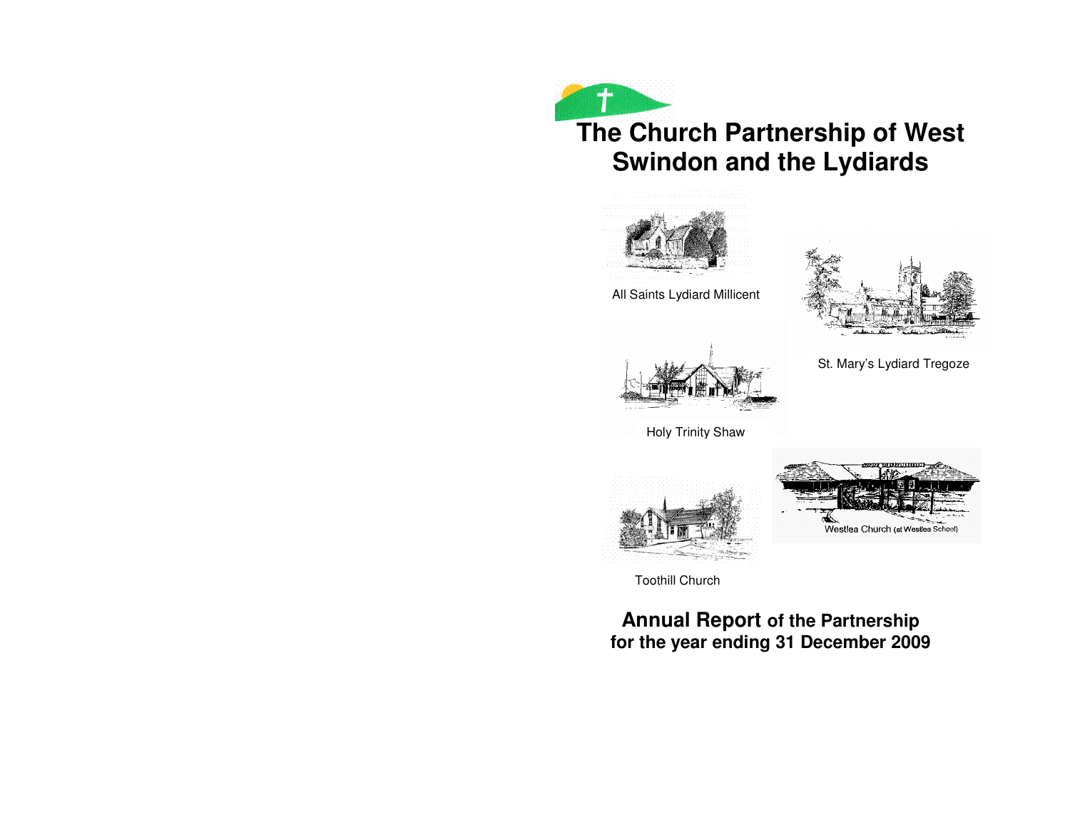# The Church Partnership of West Swindon and the Lydiards

All Saints Lydiard Millicent

St. Mary's Lydiard Tregoze

Holy Trinity Shaw

Westlea Church (at Westlea School)

Toothill Church

## Annual Report of the Partnership for the year ending 31 December 2009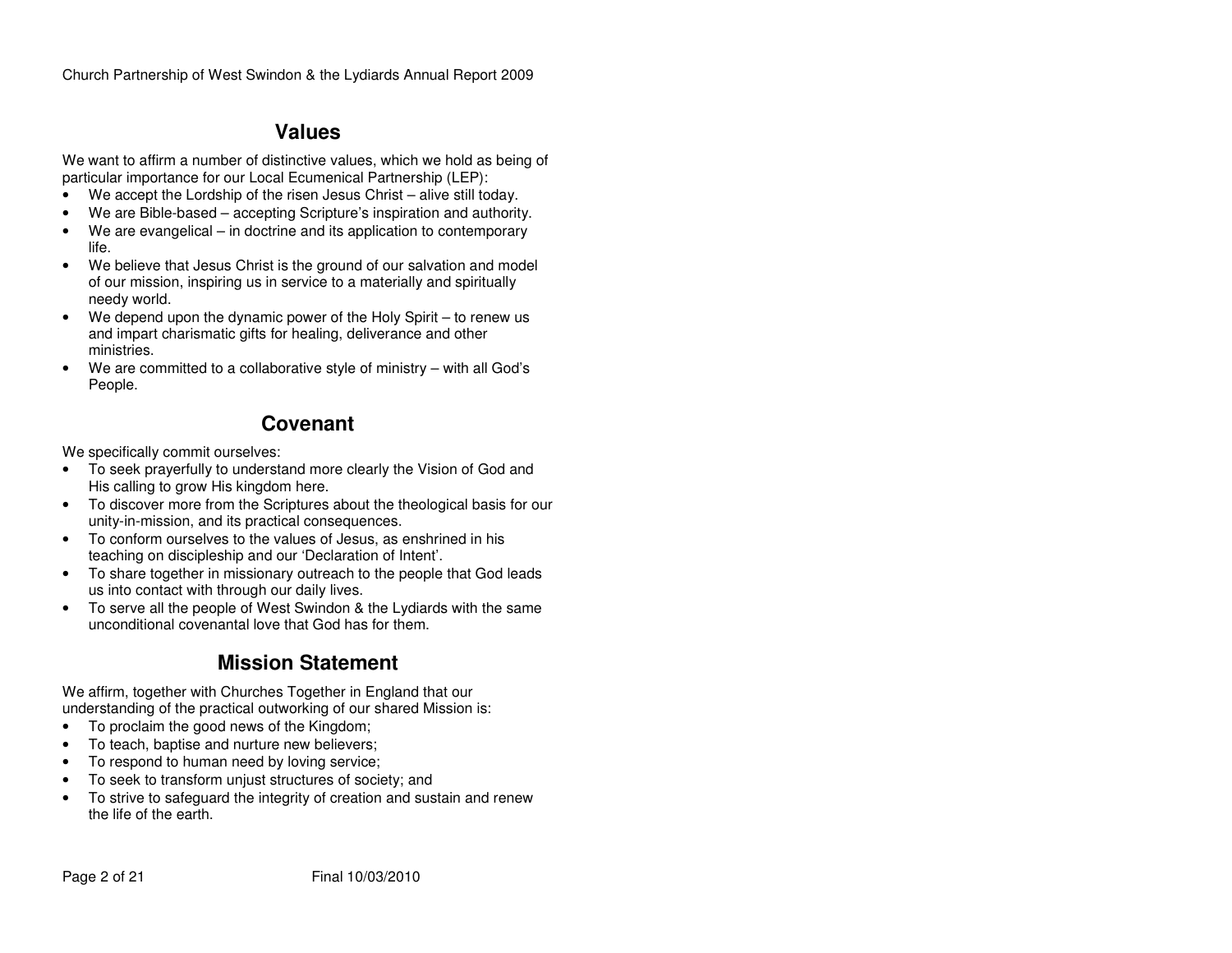## Values

We want to affirm a number of distinctive values, which we hold as being of particular importance for our Local Ecumenical Partnership (LEP):

- We accept the Lordship of the risen Jesus Christ – alive still today.
- We are Bible-based – accepting Scripture's inspiration and authority.
- We are evangelical – in doctrine and its application to contemporary life.
- We believe that Jesus Christ is the ground of our salvation and model of our mission, inspiring us in service to a materially and spiritually needy world.
- We depend upon the dynamic power of the Holy Spirit – to renew us and impart charismatic gifts for healing, deliverance and other ministries.
- We are committed to a collaborative style of ministry – with all God's People.

## Covenant

We specifically commit ourselves:

- To seek prayerfully to understand more clearly the Vision of God and His calling to grow His kingdom here.
- To discover more from the Scriptures about the theological basis for our unity-in-mission, and its practical consequences.
- To conform ourselves to the values of Jesus, as enshrined in his teaching on discipleship and our 'Declaration of Intent'.
- To share together in missionary outreach to the people that God leads us into contact with through our daily lives.
- To serve all the people of West Swindon & the Lydiards with the same unconditional covenantal love that God has for them.

## Mission Statement

We affirm, together with Churches Together in England that our understanding of the practical outworking of our shared Mission is:

- To proclaim the good news of the Kingdom;
- To teach, baptise and nurture new believers;
- To respond to human need by loving service;
- To seek to transform unjust structures of society; and
- To strive to safeguard the integrity of creation and sustain and renew the life of the earth.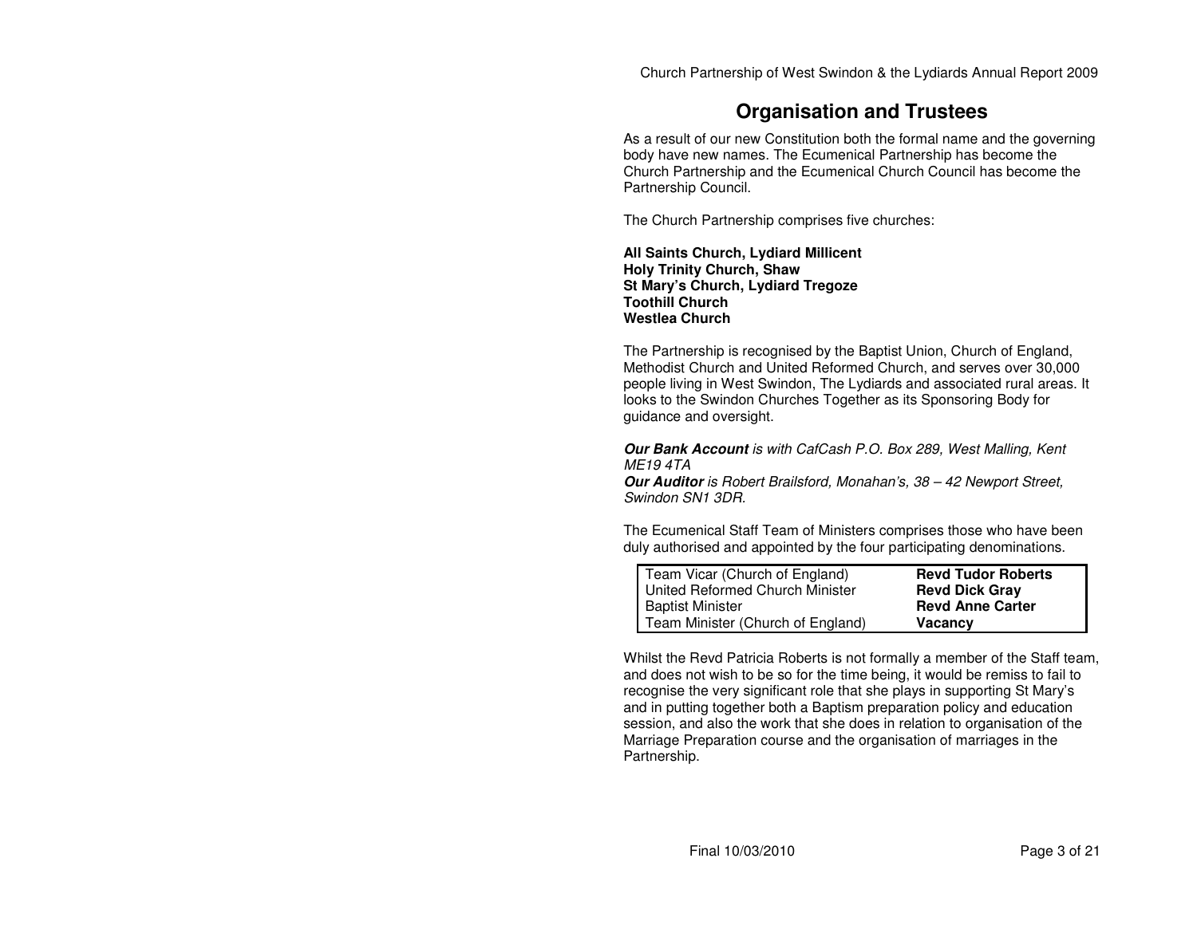# Organisation and Trustees

As a result of our new Constitution both the formal name and the governing body have new names. The Ecumenical Partnership has become the Church Partnership and the Ecumenical Church Council has become the Partnership Council.

The Church Partnership comprises five churches:

**All Saints Church, Lydiard Millicent**
**Holy Trinity Church, Shaw**
**St Mary's Church, Lydiard Tregoze**
**Toothill Church**
**Westlea Church**

The Partnership is recognised by the Baptist Union, Church of England, Methodist Church and United Reformed Church, and serves over 30,000 people living in West Swindon, The Lydiards and associated rural areas. It looks to the Swindon Churches Together as its Sponsoring Body for guidance and oversight.

***Our Bank Account*** *is with CafCash P.O. Box 289, West Malling, Kent ME19 4TA*
***Our Auditor*** *is Robert Brailsford, Monahan's, 38 – 42 Newport Street, Swindon SN1 3DR.*

The Ecumenical Staff Team of Ministers comprises those who have been duly authorised and appointed by the four participating denominations.

| | |
|---|---|
| Team Vicar (Church of England) | **Revd Tudor Roberts** |
| United Reformed Church Minister | **Revd Dick Gray** |
| Baptist Minister | **Revd Anne Carter** |
| Team Minister (Church of England) | **Vacancy** |

Whilst the Revd Patricia Roberts is not formally a member of the Staff team, and does not wish to be so for the time being, it would be remiss to fail to recognise the very significant role that she plays in supporting St Mary's and in putting together both a Baptism preparation policy and education session, and also the work that she does in relation to organisation of the Marriage Preparation course and the organisation of marriages in the Partnership.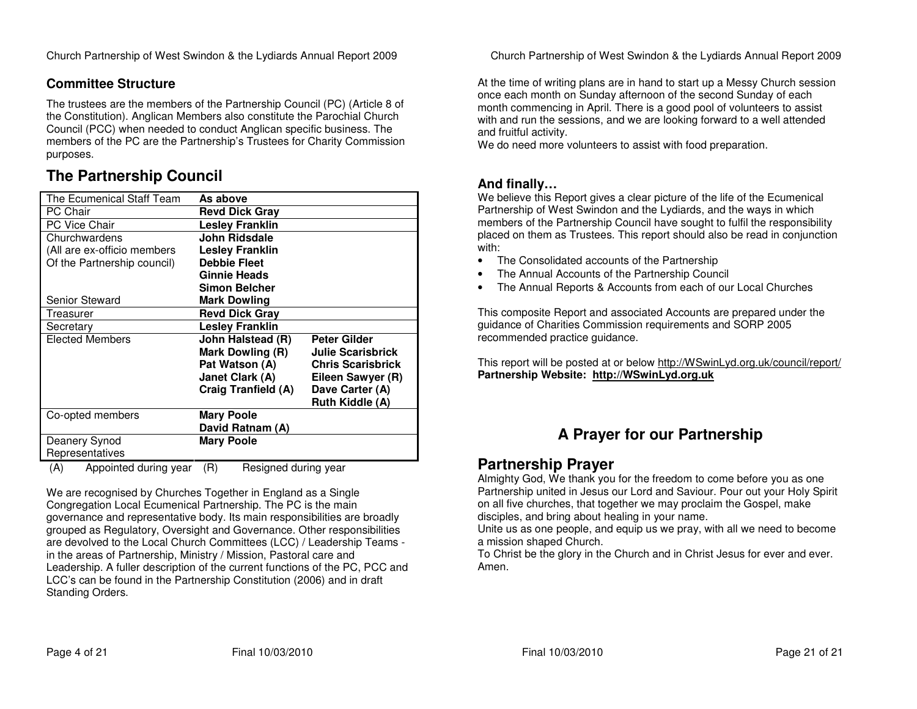## Committee Structure

The trustees are the members of the Partnership Council (PC) (Article 8 of the Constitution). Anglican Members also constitute the Parochial Church Council (PCC) when needed to conduct Anglican specific business. The members of the PC are the Partnership's Trustees for Charity Commission purposes.

## The Partnership Council

| | | |
|---|---|---|
| The Ecumenical Staff Team | **As above** | |
| PC Chair | **Revd Dick Gray** | |
| PC Vice Chair | **Lesley Franklin** | |
| Churchwardens<br>(All are ex-officio members<br>Of the Partnership council) | **John Ridsdale**<br>**Lesley Franklin**<br>**Debbie Fleet**<br>**Ginnie Heads**<br>**Simon Belcher** | |
| Senior Steward | **Mark Dowling** | |
| Treasurer | **Revd Dick Gray** | |
| Secretary | **Lesley Franklin** | |
| Elected Members | **John Halstead (R)**<br>**Mark Dowling (R)**<br>**Pat Watson (A)**<br>**Janet Clark (A)**<br>**Craig Tranfield (A)** | **Peter Gilder**<br>**Julie Scarisbrick**<br>**Chris Scarisbrick**<br>**Eileen Sawyer (R)**<br>**Dave Carter (A)**<br>**Ruth Kiddle (A)** |
| Co-opted members | **Mary Poole**<br>**David Ratnam (A)** | |
| Deanery Synod Representatives | **Mary Poole** | |

(A) Appointed during year (R) Resigned during year

We are recognised by Churches Together in England as a Single Congregation Local Ecumenical Partnership. The PC is the main governance and representative body. Its main responsibilities are broadly grouped as Regulatory, Oversight and Governance. Other responsibilities are devolved to the Local Church Committees (LCC) / Leadership Teams - in the areas of Partnership, Ministry / Mission, Pastoral care and Leadership. A fuller description of the current functions of the PC, PCC and LCC's can be found in the Partnership Constitution (2006) and in draft Standing Orders.

At the time of writing plans are in hand to start up a Messy Church session once each month on Sunday afternoon of the second Sunday of each month commencing in April. There is a good pool of volunteers to assist with and run the sessions, and we are looking forward to a well attended and fruitful activity.
We do need more volunteers to assist with food preparation.

### And finally…

We believe this Report gives a clear picture of the life of the Ecumenical Partnership of West Swindon and the Lydiards, and the ways in which members of the Partnership Council have sought to fulfil the responsibility placed on them as Trustees. This report should also be read in conjunction with:

- The Consolidated accounts of the Partnership
- The Annual Accounts of the Partnership Council
- The Annual Reports & Accounts from each of our Local Churches

This composite Report and associated Accounts are prepared under the guidance of Charities Commission requirements and SORP 2005 recommended practice guidance.

This report will be posted at or below http://WSwinLyd.org.uk/council/report/
**Partnership Website: http://WSwinLyd.org.uk**

## A Prayer for our Partnership

## Partnership Prayer

Almighty God, We thank you for the freedom to come before you as one Partnership united in Jesus our Lord and Saviour. Pour out your Holy Spirit on all five churches, that together we may proclaim the Gospel, make disciples, and bring about healing in your name.
Unite us as one people, and equip us we pray, with all we need to become a mission shaped Church.
To Christ be the glory in the Church and in Christ Jesus for ever and ever. Amen.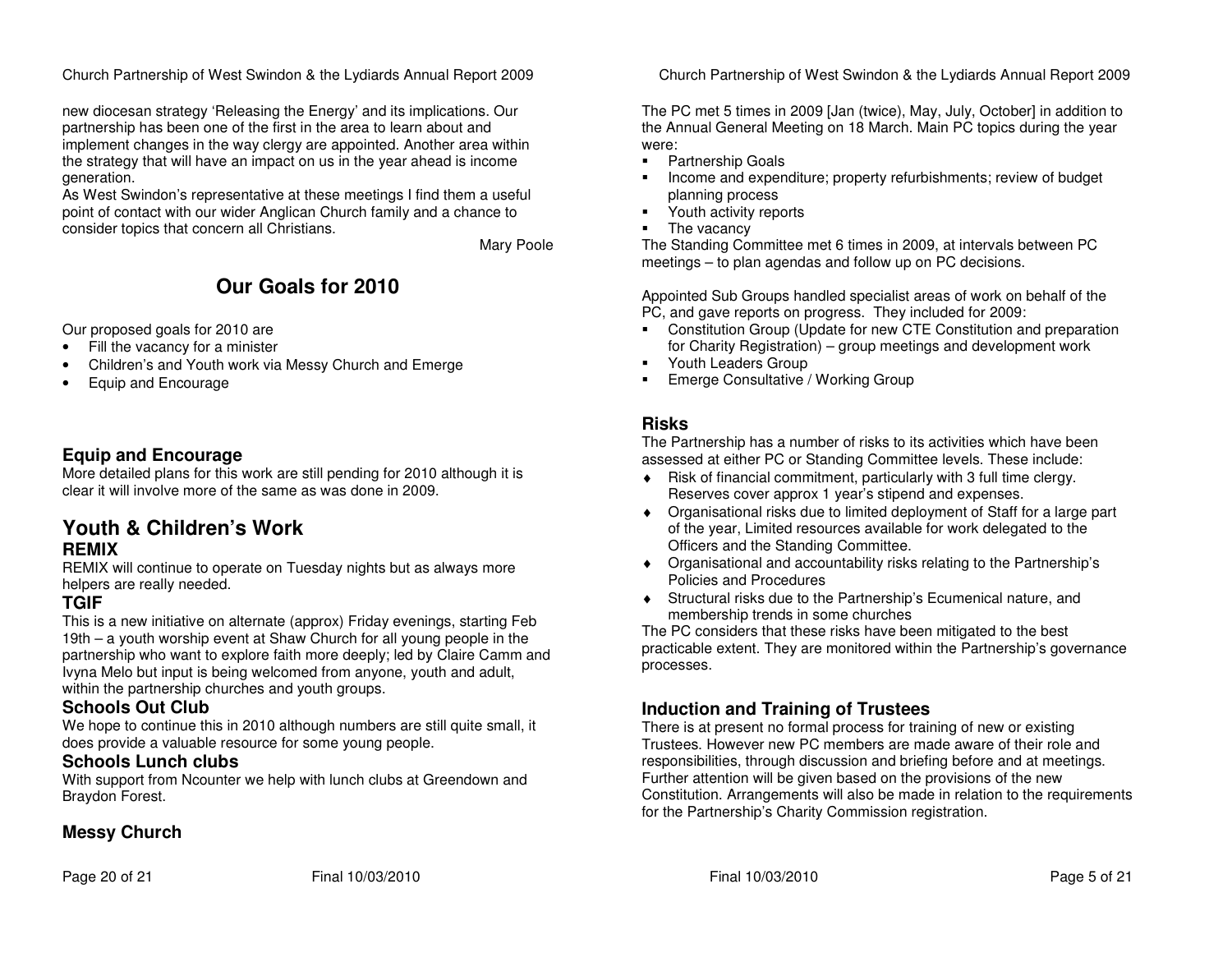new diocesan strategy 'Releasing the Energy' and its implications. Our partnership has been one of the first in the area to learn about and implement changes in the way clergy are appointed. Another area within the strategy that will have an impact on us in the year ahead is income generation.
As West Swindon's representative at these meetings I find them a useful point of contact with our wider Anglican Church family and a chance to consider topics that concern all Christians.

Mary Poole

## Our Goals for 2010

Our proposed goals for 2010 are

- Fill the vacancy for a minister
- Children's and Youth work via Messy Church and Emerge
- Equip and Encourage

### Equip and Encourage

More detailed plans for this work are still pending for 2010 although it is clear it will involve more of the same as was done in 2009.

## Youth & Children's Work

### REMIX

REMIX will continue to operate on Tuesday nights but as always more helpers are really needed.

### TGIF

This is a new initiative on alternate (approx) Friday evenings, starting Feb 19th – a youth worship event at Shaw Church for all young people in the partnership who want to explore faith more deeply; led by Claire Camm and Ivyna Melo but input is being welcomed from anyone, youth and adult, within the partnership churches and youth groups.

### Schools Out Club

We hope to continue this in 2010 although numbers are still quite small, it does provide a valuable resource for some young people.

### Schools Lunch clubs

With support from Ncounter we help with lunch clubs at Greendown and Braydon Forest.

### Messy Church

The PC met 5 times in 2009 [Jan (twice), May, July, October] in addition to the Annual General Meeting on 18 March. Main PC topics during the year were:

- Partnership Goals
- Income and expenditure; property refurbishments; review of budget planning process
- Youth activity reports
- The vacancy

The Standing Committee met 6 times in 2009, at intervals between PC meetings – to plan agendas and follow up on PC decisions.

Appointed Sub Groups handled specialist areas of work on behalf of the PC, and gave reports on progress. They included for 2009:

- Constitution Group (Update for new CTE Constitution and preparation for Charity Registration) – group meetings and development work
- Youth Leaders Group
- Emerge Consultative / Working Group

### Risks

The Partnership has a number of risks to its activities which have been assessed at either PC or Standing Committee levels. These include:

- Risk of financial commitment, particularly with 3 full time clergy. Reserves cover approx 1 year's stipend and expenses.
- Organisational risks due to limited deployment of Staff for a large part of the year, Limited resources available for work delegated to the Officers and the Standing Committee.
- Organisational and accountability risks relating to the Partnership's Policies and Procedures
- Structural risks due to the Partnership's Ecumenical nature, and membership trends in some churches

The PC considers that these risks have been mitigated to the best practicable extent. They are monitored within the Partnership's governance processes.

### Induction and Training of Trustees

There is at present no formal process for training of new or existing Trustees. However new PC members are made aware of their role and responsibilities, through discussion and briefing before and at meetings. Further attention will be given based on the provisions of the new Constitution. Arrangements will also be made in relation to the requirements for the Partnership's Charity Commission registration.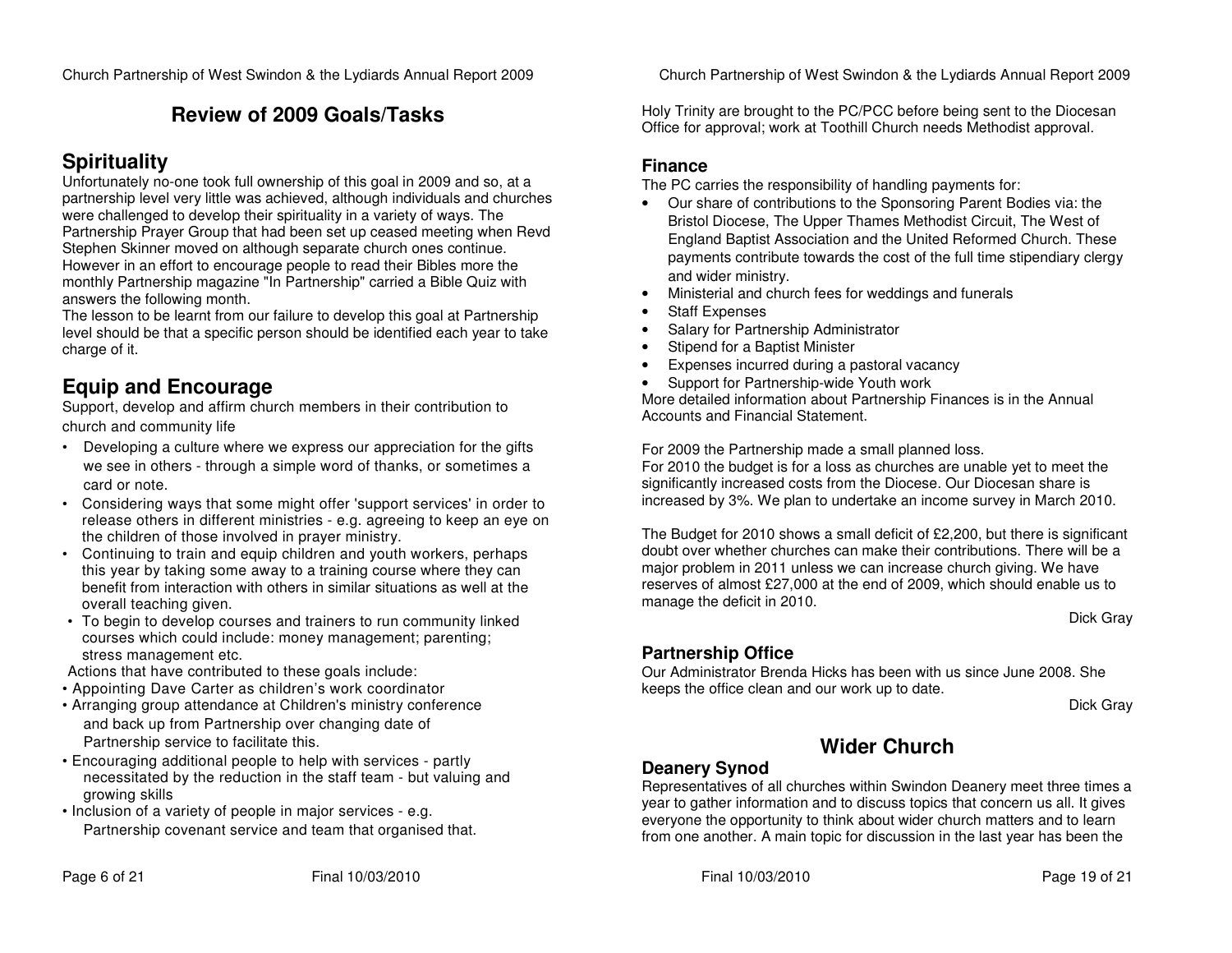## Review of 2009 Goals/Tasks

### Spirituality

Unfortunately no-one took full ownership of this goal in 2009 and so, at a partnership level very little was achieved, although individuals and churches were challenged to develop their spirituality in a variety of ways. The Partnership Prayer Group that had been set up ceased meeting when Revd Stephen Skinner moved on although separate church ones continue. However in an effort to encourage people to read their Bibles more the monthly Partnership magazine "In Partnership" carried a Bible Quiz with answers the following month.

The lesson to be learnt from our failure to develop this goal at Partnership level should be that a specific person should be identified each year to take charge of it.

### Equip and Encourage

Support, develop and affirm church members in their contribution to church and community life

- Developing a culture where we express our appreciation for the gifts we see in others - through a simple word of thanks, or sometimes a card or note.
- Considering ways that some might offer 'support services' in order to release others in different ministries - e.g. agreeing to keep an eye on the children of those involved in prayer ministry.
- Continuing to train and equip children and youth workers, perhaps this year by taking some away to a training course where they can benefit from interaction with others in similar situations as well at the overall teaching given.
- To begin to develop courses and trainers to run community linked courses which could include: money management; parenting; stress management etc.

Actions that have contributed to these goals include:

- Appointing Dave Carter as children's work coordinator
- Arranging group attendance at Children's ministry conference and back up from Partnership over changing date of Partnership service to facilitate this.
- Encouraging additional people to help with services - partly necessitated by the reduction in the staff team - but valuing and growing skills
- Inclusion of a variety of people in major services - e.g. Partnership covenant service and team that organised that.

Holy Trinity are brought to the PC/PCC before being sent to the Diocesan Office for approval; work at Toothill Church needs Methodist approval.

### Finance

The PC carries the responsibility of handling payments for:

- Our share of contributions to the Sponsoring Parent Bodies via: the Bristol Diocese, The Upper Thames Methodist Circuit, The West of England Baptist Association and the United Reformed Church. These payments contribute towards the cost of the full time stipendiary clergy and wider ministry.
- Ministerial and church fees for weddings and funerals
- Staff Expenses
- Salary for Partnership Administrator
- Stipend for a Baptist Minister
- Expenses incurred during a pastoral vacancy
- Support for Partnership-wide Youth work

More detailed information about Partnership Finances is in the Annual Accounts and Financial Statement.

For 2009 the Partnership made a small planned loss.
For 2010 the budget is for a loss as churches are unable yet to meet the significantly increased costs from the Diocese. Our Diocesan share is increased by 3%. We plan to undertake an income survey in March 2010.

The Budget for 2010 shows a small deficit of £2,200, but there is significant doubt over whether churches can make their contributions. There will be a major problem in 2011 unless we can increase church giving. We have reserves of almost £27,000 at the end of 2009, which should enable us to manage the deficit in 2010.

Dick Gray

### Partnership Office

Our Administrator Brenda Hicks has been with us since June 2008. She keeps the office clean and our work up to date.

Dick Gray

## Wider Church

### Deanery Synod

Representatives of all churches within Swindon Deanery meet three times a year to gather information and to discuss topics that concern us all. It gives everyone the opportunity to think about wider church matters and to learn from one another. A main topic for discussion in the last year has been the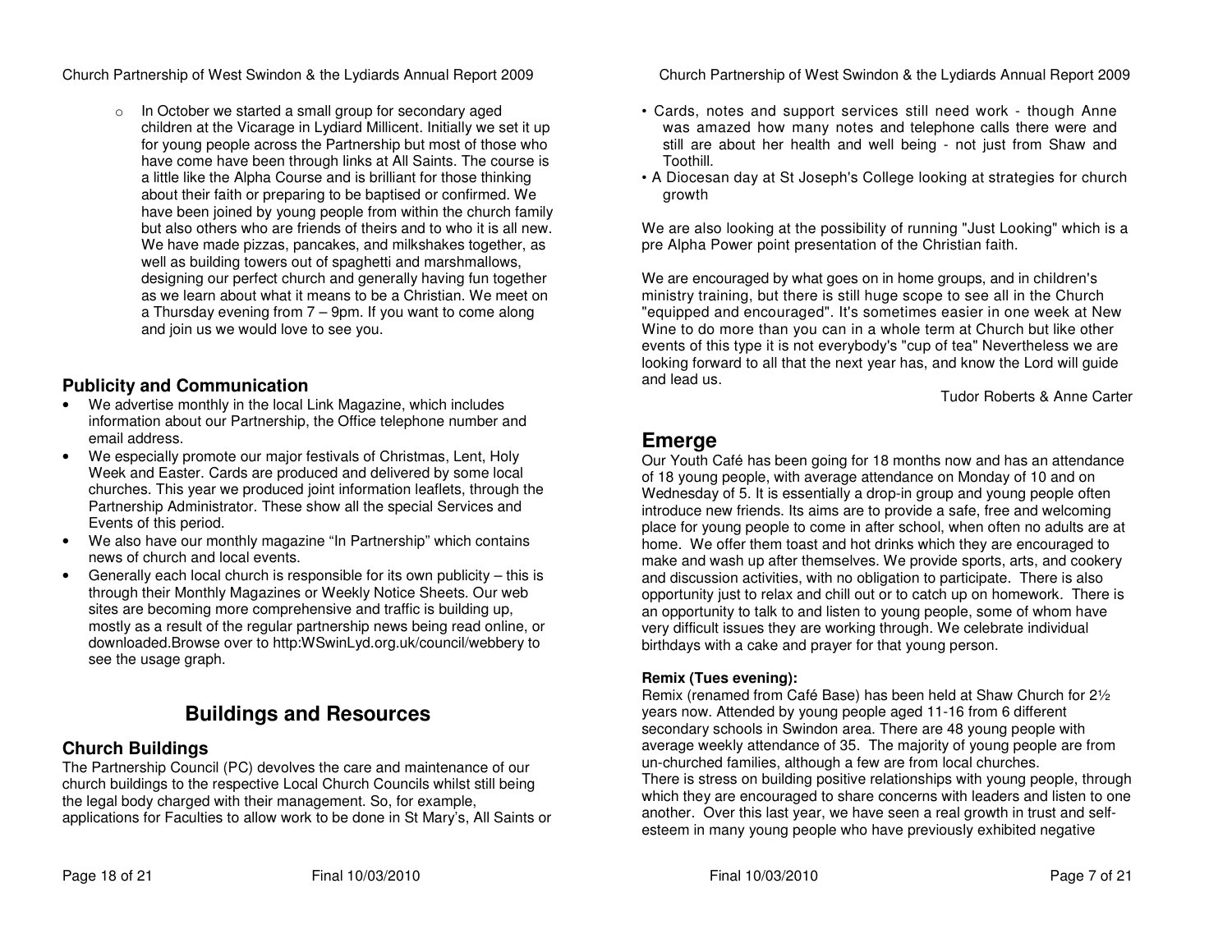- In October we started a small group for secondary aged children at the Vicarage in Lydiard Millicent. Initially we set it up for young people across the Partnership but most of those who have come have been through links at All Saints. The course is a little like the Alpha Course and is brilliant for those thinking about their faith or preparing to be baptised or confirmed. We have been joined by young people from within the church family but also others who are friends of theirs and to who it is all new. We have made pizzas, pancakes, and milkshakes together, as well as building towers out of spaghetti and marshmallows, designing our perfect church and generally having fun together as we learn about what it means to be a Christian. We meet on a Thursday evening from 7 – 9pm. If you want to come along and join us we would love to see you.

### Publicity and Communication

- We advertise monthly in the local Link Magazine, which includes information about our Partnership, the Office telephone number and email address.
- We especially promote our major festivals of Christmas, Lent, Holy Week and Easter. Cards are produced and delivered by some local churches. This year we produced joint information leaflets, through the Partnership Administrator. These show all the special Services and Events of this period.
- We also have our monthly magazine "In Partnership" which contains news of church and local events.
- Generally each local church is responsible for its own publicity – this is through their Monthly Magazines or Weekly Notice Sheets. Our web sites are becoming more comprehensive and traffic is building up, mostly as a result of the regular partnership news being read online, or downloaded.Browse over to http:WSwinLyd.org.uk/council/webbery to see the usage graph.

## Buildings and Resources

### Church Buildings

The Partnership Council (PC) devolves the care and maintenance of our church buildings to the respective Local Church Councils whilst still being the legal body charged with their management. So, for example, applications for Faculties to allow work to be done in St Mary's, All Saints or

- Cards, notes and support services still need work - though Anne was amazed how many notes and telephone calls there were and still are about her health and well being - not just from Shaw and Toothill.
- A Diocesan day at St Joseph's College looking at strategies for church growth

We are also looking at the possibility of running "Just Looking" which is a pre Alpha Power point presentation of the Christian faith.

We are encouraged by what goes on in home groups, and in children's ministry training, but there is still huge scope to see all in the Church "equipped and encouraged". It's sometimes easier in one week at New Wine to do more than you can in a whole term at Church but like other events of this type it is not everybody's "cup of tea" Nevertheless we are looking forward to all that the next year has, and know the Lord will guide and lead us.

Tudor Roberts & Anne Carter

## Emerge

Our Youth Café has been going for 18 months now and has an attendance of 18 young people, with average attendance on Monday of 10 and on Wednesday of 5. It is essentially a drop-in group and young people often introduce new friends. Its aims are to provide a safe, free and welcoming place for young people to come in after school, when often no adults are at home. We offer them toast and hot drinks which they are encouraged to make and wash up after themselves. We provide sports, arts, and cookery and discussion activities, with no obligation to participate. There is also opportunity just to relax and chill out or to catch up on homework. There is an opportunity to talk to and listen to young people, some of whom have very difficult issues they are working through. We celebrate individual birthdays with a cake and prayer for that young person.

**Remix (Tues evening):**

Remix (renamed from Café Base) has been held at Shaw Church for 2½ years now. Attended by young people aged 11-16 from 6 different secondary schools in Swindon area. There are 48 young people with average weekly attendance of 35. The majority of young people are from un-churched families, although a few are from local churches.
There is stress on building positive relationships with young people, through which they are encouraged to share concerns with leaders and listen to one another. Over this last year, we have seen a real growth in trust and self-esteem in many young people who have previously exhibited negative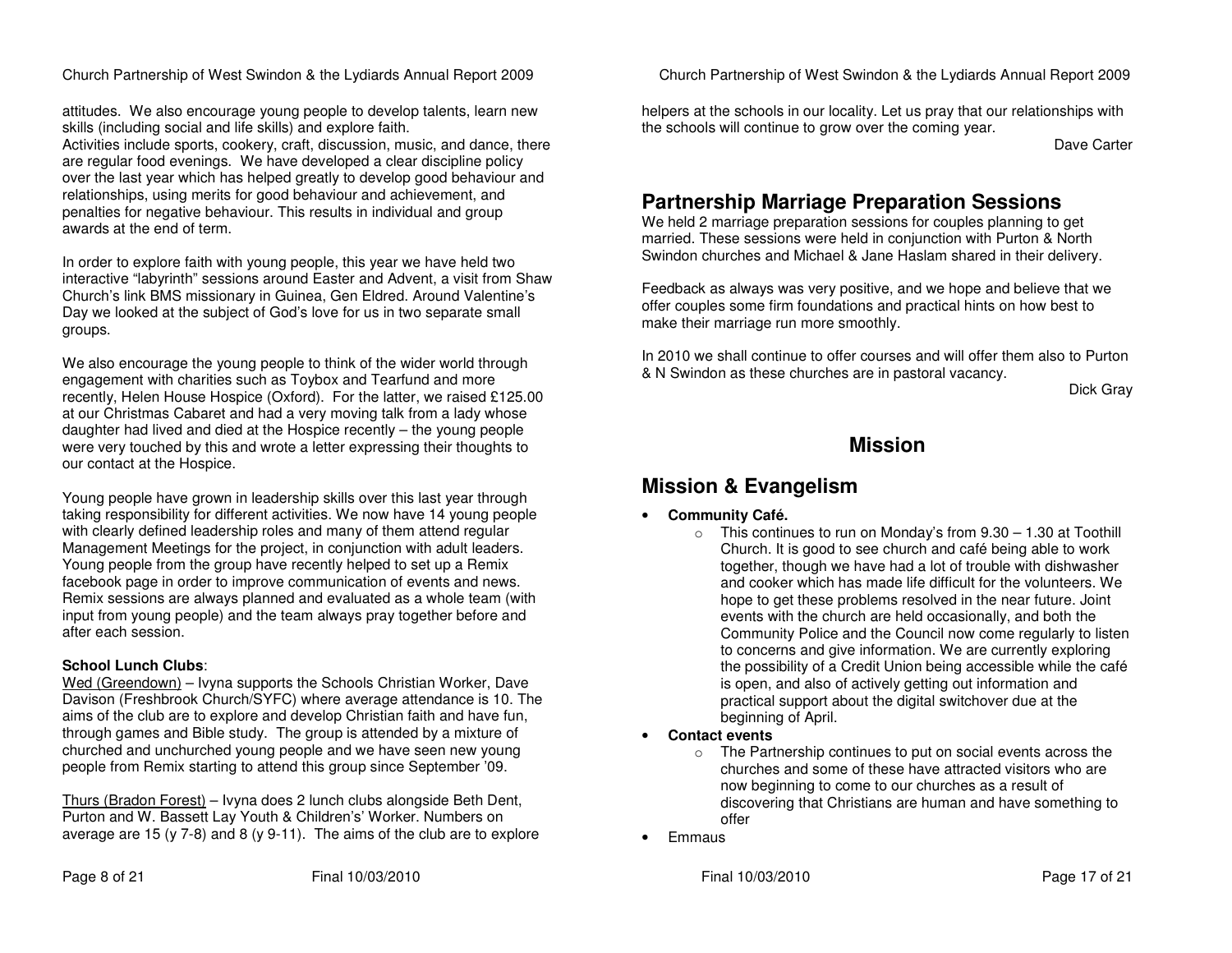attitudes. We also encourage young people to develop talents, learn new skills (including social and life skills) and explore faith.
Activities include sports, cookery, craft, discussion, music, and dance, there are regular food evenings. We have developed a clear discipline policy over the last year which has helped greatly to develop good behaviour and relationships, using merits for good behaviour and achievement, and penalties for negative behaviour. This results in individual and group awards at the end of term.

In order to explore faith with young people, this year we have held two interactive "labyrinth" sessions around Easter and Advent, a visit from Shaw Church's link BMS missionary in Guinea, Gen Eldred. Around Valentine's Day we looked at the subject of God's love for us in two separate small groups.

We also encourage the young people to think of the wider world through engagement with charities such as Toybox and Tearfund and more recently, Helen House Hospice (Oxford). For the latter, we raised £125.00 at our Christmas Cabaret and had a very moving talk from a lady whose daughter had lived and died at the Hospice recently – the young people were very touched by this and wrote a letter expressing their thoughts to our contact at the Hospice.

Young people have grown in leadership skills over this last year through taking responsibility for different activities. We now have 14 young people with clearly defined leadership roles and many of them attend regular Management Meetings for the project, in conjunction with adult leaders. Young people from the group have recently helped to set up a Remix facebook page in order to improve communication of events and news. Remix sessions are always planned and evaluated as a whole team (with input from young people) and the team always pray together before and after each session.

**School Lunch Clubs**:

Wed (Greendown) – Ivyna supports the Schools Christian Worker, Dave Davison (Freshbrook Church/SYFC) where average attendance is 10. The aims of the club are to explore and develop Christian faith and have fun, through games and Bible study. The group is attended by a mixture of churched and unchurched young people and we have seen new young people from Remix starting to attend this group since September '09.

Thurs (Bradon Forest) – Ivyna does 2 lunch clubs alongside Beth Dent, Purton and W. Bassett Lay Youth & Children's' Worker. Numbers on average are 15 (y 7-8) and 8 (y 9-11). The aims of the club are to explore

helpers at the schools in our locality. Let us pray that our relationships with the schools will continue to grow over the coming year.

Dave Carter

## Partnership Marriage Preparation Sessions

We held 2 marriage preparation sessions for couples planning to get married. These sessions were held in conjunction with Purton & North Swindon churches and Michael & Jane Haslam shared in their delivery.

Feedback as always was very positive, and we hope and believe that we offer couples some firm foundations and practical hints on how best to make their marriage run more smoothly.

In 2010 we shall continue to offer courses and will offer them also to Purton & N Swindon as these churches are in pastoral vacancy.

Dick Gray

# Mission

## Mission & Evangelism

- **Community Café.**
  - This continues to run on Monday's from 9.30 – 1.30 at Toothill Church. It is good to see church and café being able to work together, though we have had a lot of trouble with dishwasher and cooker which has made life difficult for the volunteers. We hope to get these problems resolved in the near future. Joint events with the church are held occasionally, and both the Community Police and the Council now come regularly to listen to concerns and give information. We are currently exploring the possibility of a Credit Union being accessible while the café is open, and also of actively getting out information and practical support about the digital switchover due at the beginning of April.
- **Contact events**
  - The Partnership continues to put on social events across the churches and some of these have attracted visitors who are now beginning to come to our churches as a result of discovering that Christians are human and have something to offer
- Emmaus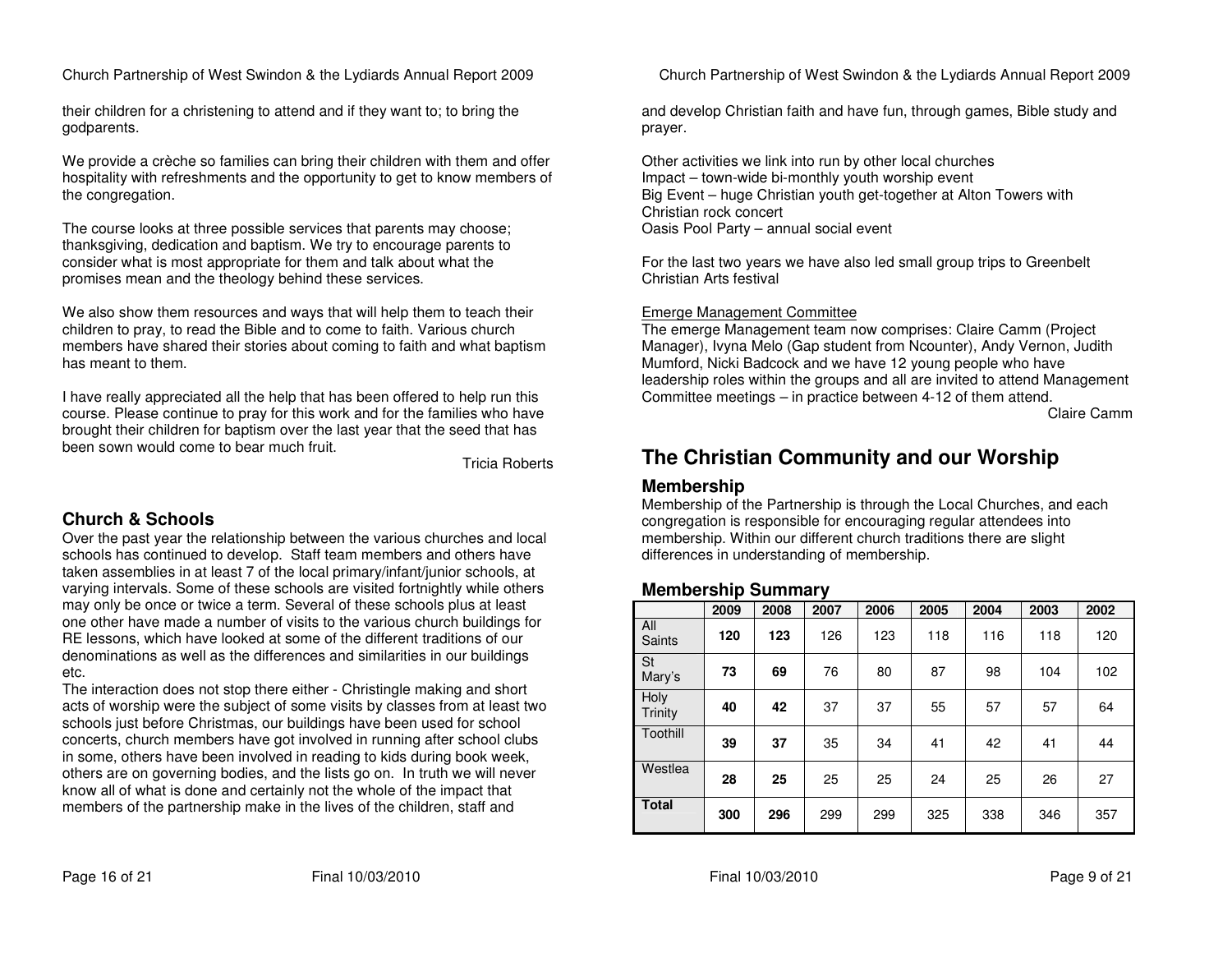their children for a christening to attend and if they want to; to bring the godparents.

We provide a crèche so families can bring their children with them and offer hospitality with refreshments and the opportunity to get to know members of the congregation.

The course looks at three possible services that parents may choose; thanksgiving, dedication and baptism. We try to encourage parents to consider what is most appropriate for them and talk about what the promises mean and the theology behind these services.

We also show them resources and ways that will help them to teach their children to pray, to read the Bible and to come to faith. Various church members have shared their stories about coming to faith and what baptism has meant to them.

I have really appreciated all the help that has been offered to help run this course. Please continue to pray for this work and for the families who have brought their children for baptism over the last year that the seed that has been sown would come to bear much fruit.

Tricia Roberts

### Church & Schools

Over the past year the relationship between the various churches and local schools has continued to develop. Staff team members and others have taken assemblies in at least 7 of the local primary/infant/junior schools, at varying intervals. Some of these schools are visited fortnightly while others may only be once or twice a term. Several of these schools plus at least one other have made a number of visits to the various church buildings for RE lessons, which have looked at some of the different traditions of our denominations as well as the differences and similarities in our buildings etc.

The interaction does not stop there either - Christingle making and short acts of worship were the subject of some visits by classes from at least two schools just before Christmas, our buildings have been used for school concerts, church members have got involved in running after school clubs in some, others have been involved in reading to kids during book week, others are on governing bodies, and the lists go on. In truth we will never know all of what is done and certainly not the whole of the impact that members of the partnership make in the lives of the children, staff and

and develop Christian faith and have fun, through games, Bible study and prayer.

Other activities we link into run by other local churches
Impact – town-wide bi-monthly youth worship event
Big Event – huge Christian youth get-together at Alton Towers with Christian rock concert
Oasis Pool Party – annual social event

For the last two years we have also led small group trips to Greenbelt Christian Arts festival

Emerge Management Committee

The emerge Management team now comprises: Claire Camm (Project Manager), Ivyna Melo (Gap student from Ncounter), Andy Vernon, Judith Mumford, Nicki Badcock and we have 12 young people who have leadership roles within the groups and all are invited to attend Management Committee meetings – in practice between 4-12 of them attend.

Claire Camm

## The Christian Community and our Worship

### Membership

Membership of the Partnership is through the Local Churches, and each congregation is responsible for encouraging regular attendees into membership. Within our different church traditions there are slight differences in understanding of membership.

### Membership Summary

| | 2009 | 2008 | 2007 | 2006 | 2005 | 2004 | 2003 | 2002 |
|---|---|---|---|---|---|---|---|---|
| All Saints | **120** | **123** | 126 | 123 | 118 | 116 | 118 | 120 |
| St Mary's | **73** | **69** | 76 | 80 | 87 | 98 | 104 | 102 |
| Holy Trinity | **40** | **42** | 37 | 37 | 55 | 57 | 57 | 64 |
| Toothill | **39** | **37** | 35 | 34 | 41 | 42 | 41 | 44 |
| Westlea | **28** | **25** | 25 | 25 | 24 | 25 | 26 | 27 |
| **Total** | **300** | **296** | 299 | 299 | 325 | 338 | 346 | 357 |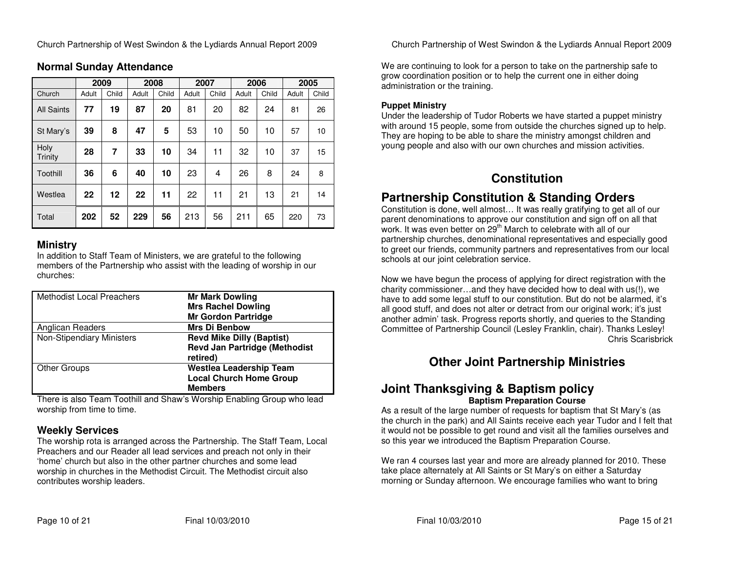## Normal Sunday Attendance

| | 2009 | | 2008 | | 2007 | | 2006 | | 2005 | |
|---|---|---|---|---|---|---|---|---|---|---|
| Church | Adult | Child | Adult | Child | Adult | Child | Adult | Child | Adult | Child |
| All Saints | **77** | **19** | **87** | **20** | 81 | 20 | 82 | 24 | 81 | 26 |
| St Mary's | **39** | **8** | **47** | **5** | 53 | 10 | 50 | 10 | 57 | 10 |
| Holy Trinity | **28** | **7** | **33** | **10** | 34 | 11 | 32 | 10 | 37 | 15 |
| Toothill | **36** | **6** | **40** | **10** | 23 | 4 | 26 | 8 | 24 | 8 |
| Westlea | **22** | **12** | **22** | **11** | 22 | 11 | 21 | 13 | 21 | 14 |
| Total | **202** | **52** | **229** | **56** | 213 | 56 | 211 | 65 | 220 | 73 |

## Ministry

In addition to Staff Team of Ministers, we are grateful to the following members of the Partnership who assist with the leading of worship in our churches:

| | |
|---|---|
| Methodist Local Preachers | **Mr Mark Dowling**<br>**Mrs Rachel Dowling**<br>**Mr Gordon Partridge** |
| Anglican Readers | **Mrs Di Benbow** |
| Non-Stipendiary Ministers | **Revd Mike Dilly (Baptist)**<br>**Revd Jan Partridge (Methodist retired)** |
| Other Groups | **Westlea Leadership Team**<br>**Local Church Home Group Members** |

There is also Team Toothill and Shaw's Worship Enabling Group who lead worship from time to time.

## Weekly Services

The worship rota is arranged across the Partnership. The Staff Team, Local Preachers and our Reader all lead services and preach not only in their 'home' church but also in the other partner churches and some lead worship in churches in the Methodist Circuit. The Methodist circuit also contributes worship leaders.

We are continuing to look for a person to take on the partnership safe to grow coordination position or to help the current one in either doing administration or the training.

**Puppet Ministry**

Under the leadership of Tudor Roberts we have started a puppet ministry with around 15 people, some from outside the churches signed up to help. They are hoping to be able to share the ministry amongst children and young people and also with our own churches and mission activities.

# Constitution

## Partnership Constitution & Standing Orders

Constitution is done, well almost… It was really gratifying to get all of our parent denominations to approve our constitution and sign off on all that work. It was even better on 29th March to celebrate with all of our partnership churches, denominational representatives and especially good to greet our friends, community partners and representatives from our local schools at our joint celebration service.

Now we have begun the process of applying for direct registration with the charity commissioner…and they have decided how to deal with us(!), we have to add some legal stuff to our constitution. But do not be alarmed, it's all good stuff, and does not alter or detract from our original work; it's just another admin' task. Progress reports shortly, and queries to the Standing Committee of Partnership Council (Lesley Franklin, chair). Thanks Lesley!

Chris Scarisbrick

# Other Joint Partnership Ministries

## Joint Thanksgiving & Baptism policy

**Baptism Preparation Course**

As a result of the large number of requests for baptism that St Mary's (as the church in the park) and All Saints receive each year Tudor and I felt that it would not be possible to get round and visit all the families ourselves and so this year we introduced the Baptism Preparation Course.

We ran 4 courses last year and more are already planned for 2010. These take place alternately at All Saints or St Mary's on either a Saturday morning or Sunday afternoon. We encourage families who want to bring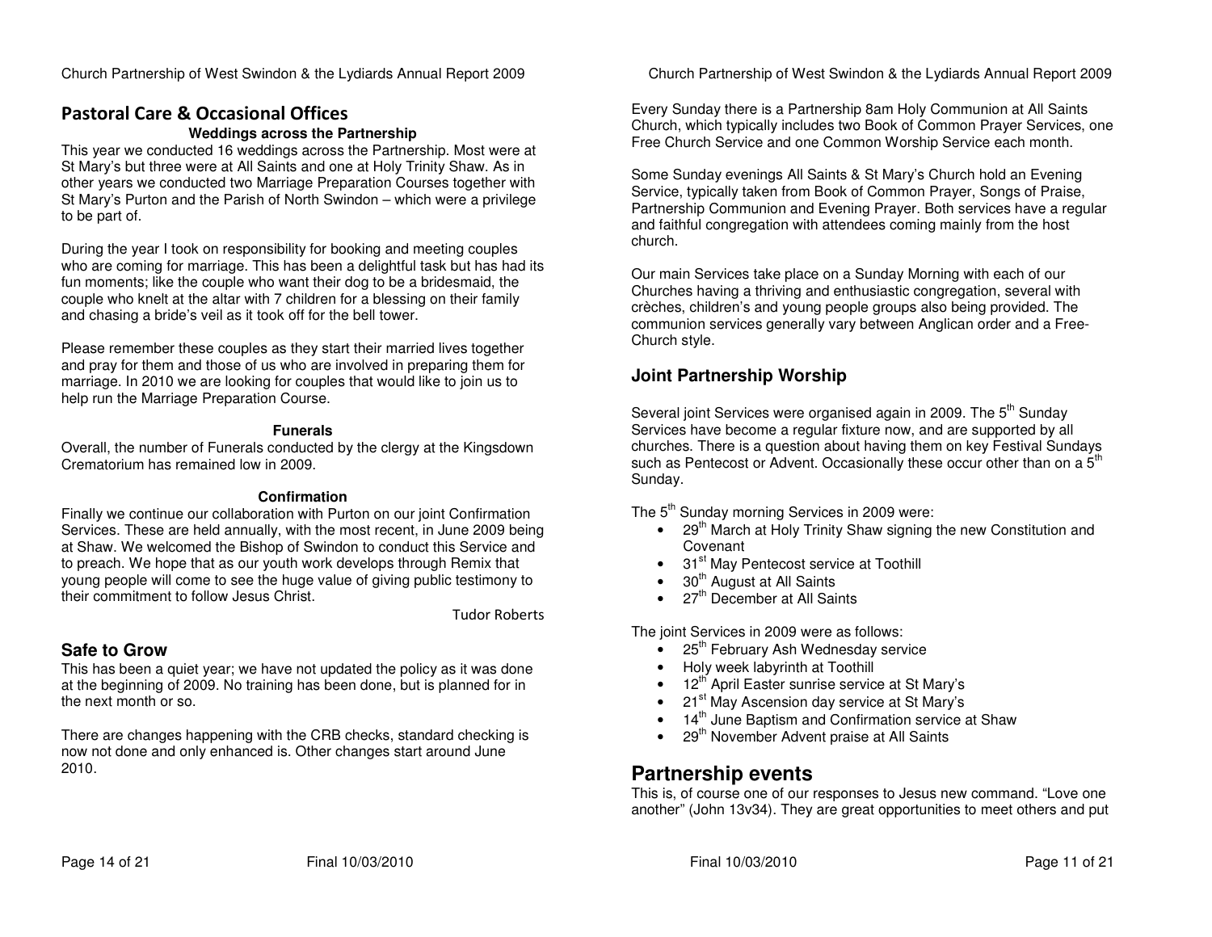## Pastoral Care & Occasional Offices

**Weddings across the Partnership**

This year we conducted 16 weddings across the Partnership. Most were at St Mary's but three were at All Saints and one at Holy Trinity Shaw. As in other years we conducted two Marriage Preparation Courses together with St Mary's Purton and the Parish of North Swindon – which were a privilege to be part of.

During the year I took on responsibility for booking and meeting couples who are coming for marriage. This has been a delightful task but has had its fun moments; like the couple who want their dog to be a bridesmaid, the couple who knelt at the altar with 7 children for a blessing on their family and chasing a bride's veil as it took off for the bell tower.

Please remember these couples as they start their married lives together and pray for them and those of us who are involved in preparing them for marriage. In 2010 we are looking for couples that would like to join us to help run the Marriage Preparation Course.

**Funerals**

Overall, the number of Funerals conducted by the clergy at the Kingsdown Crematorium has remained low in 2009.

**Confirmation**

Finally we continue our collaboration with Purton on our joint Confirmation Services. These are held annually, with the most recent, in June 2009 being at Shaw. We welcomed the Bishop of Swindon to conduct this Service and to preach. We hope that as our youth work develops through Remix that young people will come to see the huge value of giving public testimony to their commitment to follow Jesus Christ.

Tudor Roberts

## Safe to Grow

This has been a quiet year; we have not updated the policy as it was done at the beginning of 2009. No training has been done, but is planned for in the next month or so.

There are changes happening with the CRB checks, standard checking is now not done and only enhanced is. Other changes start around June 2010.

Every Sunday there is a Partnership 8am Holy Communion at All Saints Church, which typically includes two Book of Common Prayer Services, one Free Church Service and one Common Worship Service each month.

Some Sunday evenings All Saints & St Mary's Church hold an Evening Service, typically taken from Book of Common Prayer, Songs of Praise, Partnership Communion and Evening Prayer. Both services have a regular and faithful congregation with attendees coming mainly from the host church.

Our main Services take place on a Sunday Morning with each of our Churches having a thriving and enthusiastic congregation, several with crèches, children's and young people groups also being provided. The communion services generally vary between Anglican order and a Free-Church style.

## Joint Partnership Worship

Several joint Services were organised again in 2009. The 5th Sunday Services have become a regular fixture now, and are supported by all churches. There is a question about having them on key Festival Sundays such as Pentecost or Advent. Occasionally these occur other than on a 5th Sunday.

The 5th Sunday morning Services in 2009 were:

- 29th March at Holy Trinity Shaw signing the new Constitution and Covenant
- 31st May Pentecost service at Toothill
- 30th August at All Saints
- 27th December at All Saints

The joint Services in 2009 were as follows:

- 25th February Ash Wednesday service
- Holy week labyrinth at Toothill
- 12th April Easter sunrise service at St Mary's
- 21st May Ascension day service at St Mary's
- 14th June Baptism and Confirmation service at Shaw
- 29th November Advent praise at All Saints

# Partnership events

This is, of course one of our responses to Jesus new command. "Love one another" (John 13v34). They are great opportunities to meet others and put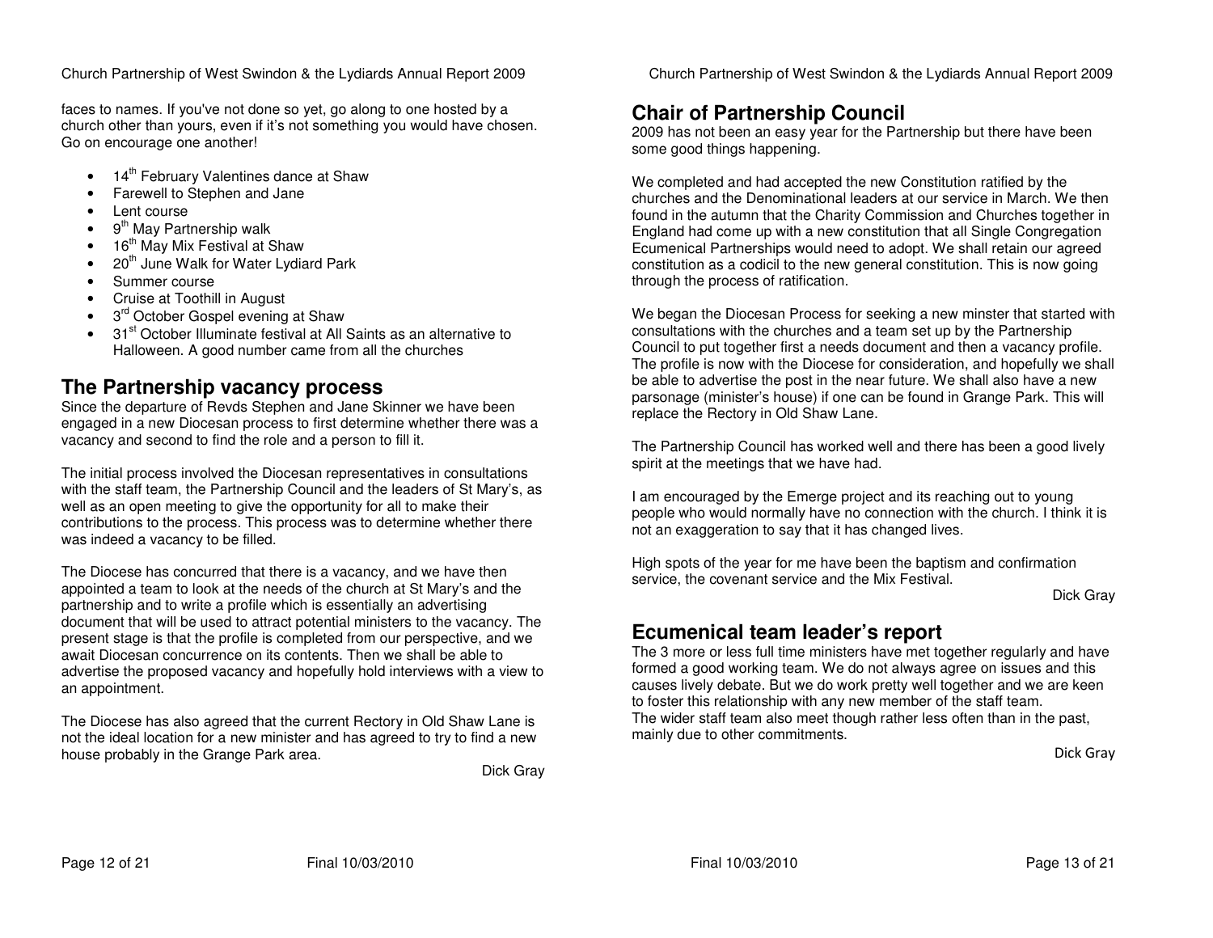faces to names. If you've not done so yet, go along to one hosted by a church other than yours, even if it's not something you would have chosen. Go on encourage one another!

- 14th February Valentines dance at Shaw
- Farewell to Stephen and Jane
- Lent course
- 9th May Partnership walk
- 16th May Mix Festival at Shaw
- 20th June Walk for Water Lydiard Park
- Summer course
- Cruise at Toothill in August
- 3rd October Gospel evening at Shaw
- 31st October Illuminate festival at All Saints as an alternative to Halloween. A good number came from all the churches

## The Partnership vacancy process

Since the departure of Revds Stephen and Jane Skinner we have been engaged in a new Diocesan process to first determine whether there was a vacancy and second to find the role and a person to fill it.

The initial process involved the Diocesan representatives in consultations with the staff team, the Partnership Council and the leaders of St Mary's, as well as an open meeting to give the opportunity for all to make their contributions to the process. This process was to determine whether there was indeed a vacancy to be filled.

The Diocese has concurred that there is a vacancy, and we have then appointed a team to look at the needs of the church at St Mary's and the partnership and to write a profile which is essentially an advertising document that will be used to attract potential ministers to the vacancy. The present stage is that the profile is completed from our perspective, and we await Diocesan concurrence on its contents. Then we shall be able to advertise the proposed vacancy and hopefully hold interviews with a view to an appointment.

The Diocese has also agreed that the current Rectory in Old Shaw Lane is not the ideal location for a new minister and has agreed to try to find a new house probably in the Grange Park area.

Dick Gray

## Chair of Partnership Council

2009 has not been an easy year for the Partnership but there have been some good things happening.

We completed and had accepted the new Constitution ratified by the churches and the Denominational leaders at our service in March. We then found in the autumn that the Charity Commission and Churches together in England had come up with a new constitution that all Single Congregation Ecumenical Partnerships would need to adopt. We shall retain our agreed constitution as a codicil to the new general constitution. This is now going through the process of ratification.

We began the Diocesan Process for seeking a new minster that started with consultations with the churches and a team set up by the Partnership Council to put together first a needs document and then a vacancy profile. The profile is now with the Diocese for consideration, and hopefully we shall be able to advertise the post in the near future. We shall also have a new parsonage (minister's house) if one can be found in Grange Park. This will replace the Rectory in Old Shaw Lane.

The Partnership Council has worked well and there has been a good lively spirit at the meetings that we have had.

I am encouraged by the Emerge project and its reaching out to young people who would normally have no connection with the church. I think it is not an exaggeration to say that it has changed lives.

High spots of the year for me have been the baptism and confirmation service, the covenant service and the Mix Festival.

Dick Gray

## Ecumenical team leader's report

The 3 more or less full time ministers have met together regularly and have formed a good working team. We do not always agree on issues and this causes lively debate. But we do work pretty well together and we are keen to foster this relationship with any new member of the staff team.
The wider staff team also meet though rather less often than in the past, mainly due to other commitments.

Dick Gray